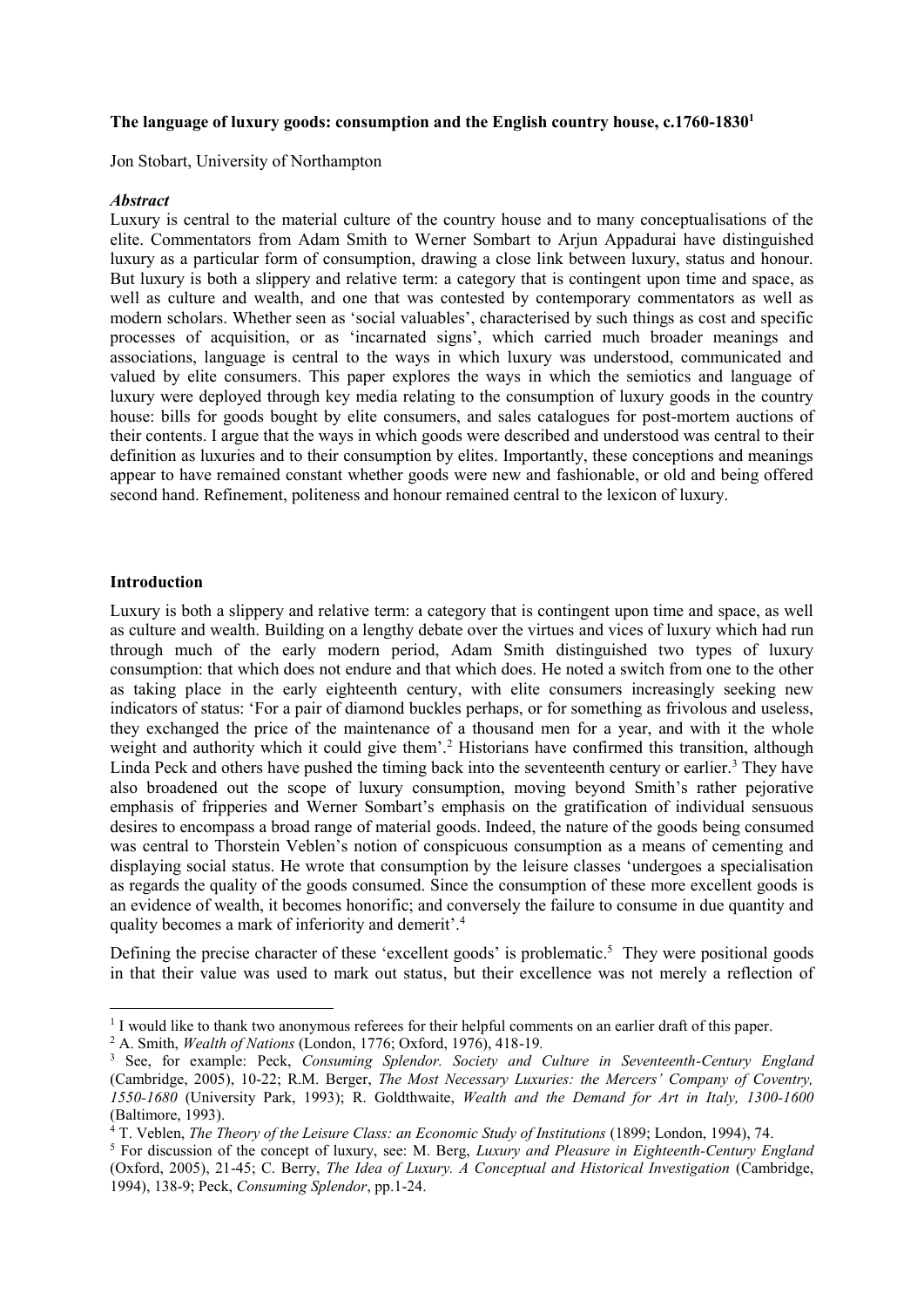**The language of luxury goods: consumption and the English country house, c.1760-1830**[1]

Jon Stobart, University of Northampton

***Abstract***

Luxury is central to the material culture of the country house and to many conceptualisations of the elite. Commentators from Adam Smith to Werner Sombart to Arjun Appadurai have distinguished luxury as a particular form of consumption, drawing a close link between luxury, status and honour. But luxury is both a slippery and relative term: a category that is contingent upon time and space, as well as culture and wealth, and one that was contested by contemporary commentators as well as modern scholars. Whether seen as 'social valuables', characterised by such things as cost and specific processes of acquisition, or as 'incarnated signs', which carried much broader meanings and associations, language is central to the ways in which luxury was understood, communicated and valued by elite consumers. This paper explores the ways in which the semiotics and language of luxury were deployed through key media relating to the consumption of luxury goods in the country house: bills for goods bought by elite consumers, and sales catalogues for post-mortem auctions of their contents. I argue that the ways in which goods were described and understood was central to their definition as luxuries and to their consumption by elites. Importantly, these conceptions and meanings appear to have remained constant whether goods were new and fashionable, or old and being offered second hand. Refinement, politeness and honour remained central to the lexicon of luxury.

**Introduction**

Luxury is both a slippery and relative term: a category that is contingent upon time and space, as well as culture and wealth. Building on a lengthy debate over the virtues and vices of luxury which had run through much of the early modern period, Adam Smith distinguished two types of luxury consumption: that which does not endure and that which does. He noted a switch from one to the other as taking place in the early eighteenth century, with elite consumers increasingly seeking new indicators of status: 'For a pair of diamond buckles perhaps, or for something as frivolous and useless, they exchanged the price of the maintenance of a thousand men for a year, and with it the whole weight and authority which it could give them'.[2] Historians have confirmed this transition, although Linda Peck and others have pushed the timing back into the seventeenth century or earlier.[3] They have also broadened out the scope of luxury consumption, moving beyond Smith's rather pejorative emphasis of fripperies and Werner Sombart's emphasis on the gratification of individual sensuous desires to encompass a broad range of material goods. Indeed, the nature of the goods being consumed was central to Thorstein Veblen's notion of conspicuous consumption as a means of cementing and displaying social status. He wrote that consumption by the leisure classes 'undergoes a specialisation as regards the quality of the goods consumed. Since the consumption of these more excellent goods is an evidence of wealth, it becomes honorific; and conversely the failure to consume in due quantity and quality becomes a mark of inferiority and demerit'.[4]

Defining the precise character of these 'excellent goods' is problematic.[5] They were positional goods in that their value was used to mark out status, but their excellence was not merely a reflection of

---

[1] I would like to thank two anonymous referees for their helpful comments on an earlier draft of this paper.

[2] A. Smith, *Wealth of Nations* (London, 1776; Oxford, 1976), 418-19.

[3] See, for example: Peck, *Consuming Splendor. Society and Culture in Seventeenth-Century England* (Cambridge, 2005), 10-22; R.M. Berger, *The Most Necessary Luxuries: the Mercers' Company of Coventry, 1550-1680* (University Park, 1993); R. Goldthwaite, *Wealth and the Demand for Art in Italy, 1300-1600* (Baltimore, 1993).

[4] T. Veblen, *The Theory of the Leisure Class: an Economic Study of Institutions* (1899; London, 1994), 74.

[5] For discussion of the concept of luxury, see: M. Berg, *Luxury and Pleasure in Eighteenth-Century England* (Oxford, 2005), 21-45; C. Berry, *The Idea of Luxury. A Conceptual and Historical Investigation* (Cambridge, 1994), 138-9; Peck, *Consuming Splendor*, pp.1-24.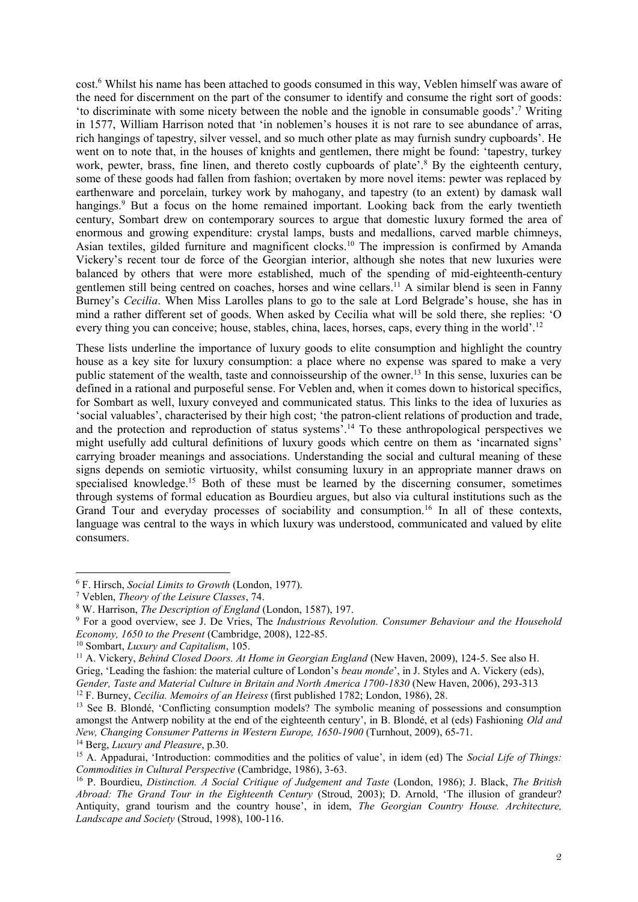cost.[6] Whilst his name has been attached to goods consumed in this way, Veblen himself was aware of the need for discernment on the part of the consumer to identify and consume the right sort of goods: 'to discriminate with some nicety between the noble and the ignoble in consumable goods'.[7] Writing in 1577, William Harrison noted that 'in noblemen's houses it is not rare to see abundance of arras, rich hangings of tapestry, silver vessel, and so much other plate as may furnish sundry cupboards'. He went on to note that, in the houses of knights and gentlemen, there might be found: 'tapestry, turkey work, pewter, brass, fine linen, and thereto costly cupboards of plate'.[8] By the eighteenth century, some of these goods had fallen from fashion; overtaken by more novel items: pewter was replaced by earthenware and porcelain, turkey work by mahogany, and tapestry (to an extent) by damask wall hangings.[9] But a focus on the home remained important. Looking back from the early twentieth century, Sombart drew on contemporary sources to argue that domestic luxury formed the area of enormous and growing expenditure: crystal lamps, busts and medallions, carved marble chimneys, Asian textiles, gilded furniture and magnificent clocks.[10] The impression is confirmed by Amanda Vickery's recent tour de force of the Georgian interior, although she notes that new luxuries were balanced by others that were more established, much of the spending of mid-eighteenth-century gentlemen still being centred on coaches, horses and wine cellars.[11] A similar blend is seen in Fanny Burney's *Cecilia*. When Miss Larolles plans to go to the sale at Lord Belgrade's house, she has in mind a rather different set of goods. When asked by Cecilia what will be sold there, she replies: 'O every thing you can conceive; house, stables, china, laces, horses, caps, every thing in the world'.[12]

These lists underline the importance of luxury goods to elite consumption and highlight the country house as a key site for luxury consumption: a place where no expense was spared to make a very public statement of the wealth, taste and connoisseurship of the owner.[13] In this sense, luxuries can be defined in a rational and purposeful sense. For Veblen and, when it comes down to historical specifics, for Sombart as well, luxury conveyed and communicated status. This links to the idea of luxuries as 'social valuables', characterised by their high cost; 'the patron-client relations of production and trade, and the protection and reproduction of status systems'.[14] To these anthropological perspectives we might usefully add cultural definitions of luxury goods which centre on them as 'incarnated signs' carrying broader meanings and associations. Understanding the social and cultural meaning of these signs depends on semiotic virtuosity, whilst consuming luxury in an appropriate manner draws on specialised knowledge.[15] Both of these must be learned by the discerning consumer, sometimes through systems of formal education as Bourdieu argues, but also via cultural institutions such as the Grand Tour and everyday processes of sociability and consumption.[16] In all of these contexts, language was central to the ways in which luxury was understood, communicated and valued by elite consumers.

---

[6] F. Hirsch, *Social Limits to Growth* (London, 1977).

[7] Veblen, *Theory of the Leisure Classes*, 74.

[8] W. Harrison, *The Description of England* (London, 1587), 197.

[9] For a good overview, see J. De Vries, The *Industrious Revolution. Consumer Behaviour and the Household Economy, 1650 to the Present* (Cambridge, 2008), 122-85.

[10] Sombart, *Luxury and Capitalism*, 105.

[11] A. Vickery, *Behind Closed Doors. At Home in Georgian England* (New Haven, 2009), 124-5. See also H. Grieg, 'Leading the fashion: the material culture of London's *beau monde*', in J. Styles and A. Vickery (eds), *Gender, Taste and Material Culture in Britain and North America 1700-1830* (New Haven, 2006), 293-313

[12] F. Burney, *Cecilia. Memoirs of an Heiress* (first published 1782; London, 1986), 28.

[13] See B. Blondé, 'Conflicting consumption models? The symbolic meaning of possessions and consumption amongst the Antwerp nobility at the end of the eighteenth century', in B. Blondé, et al (eds) Fashioning *Old and New, Changing Consumer Patterns in Western Europe, 1650-1900* (Turnhout, 2009), 65-71.

[14] Berg, *Luxury and Pleasure*, p.30.

[15] A. Appadurai, 'Introduction: commodities and the politics of value', in idem (ed) The *Social Life of Things: Commodities in Cultural Perspective* (Cambridge, 1986), 3-63.

[16] P. Bourdieu, *Distinction. A Social Critique of Judgement and Taste* (London, 1986); J. Black, *The British Abroad: The Grand Tour in the Eighteenth Century* (Stroud, 2003); D. Arnold, 'The illusion of grandeur? Antiquity, grand tourism and the country house', in idem, *The Georgian Country House. Architecture, Landscape and Society* (Stroud, 1998), 100-116.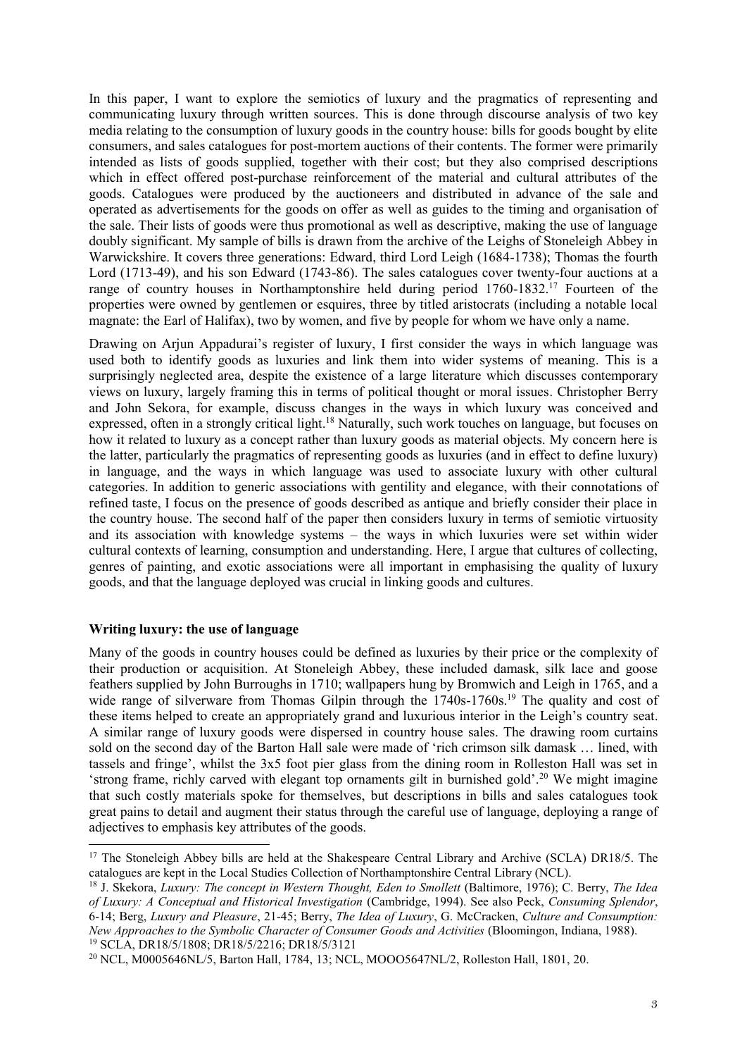In this paper, I want to explore the semiotics of luxury and the pragmatics of representing and communicating luxury through written sources. This is done through discourse analysis of two key media relating to the consumption of luxury goods in the country house: bills for goods bought by elite consumers, and sales catalogues for post-mortem auctions of their contents. The former were primarily intended as lists of goods supplied, together with their cost; but they also comprised descriptions which in effect offered post-purchase reinforcement of the material and cultural attributes of the goods. Catalogues were produced by the auctioneers and distributed in advance of the sale and operated as advertisements for the goods on offer as well as guides to the timing and organisation of the sale. Their lists of goods were thus promotional as well as descriptive, making the use of language doubly significant. My sample of bills is drawn from the archive of the Leighs of Stoneleigh Abbey in Warwickshire. It covers three generations: Edward, third Lord Leigh (1684-1738); Thomas the fourth Lord (1713-49), and his son Edward (1743-86). The sales catalogues cover twenty-four auctions at a range of country houses in Northamptonshire held during period 1760-1832.[17] Fourteen of the properties were owned by gentlemen or esquires, three by titled aristocrats (including a notable local magnate: the Earl of Halifax), two by women, and five by people for whom we have only a name.

Drawing on Arjun Appadurai's register of luxury, I first consider the ways in which language was used both to identify goods as luxuries and link them into wider systems of meaning. This is a surprisingly neglected area, despite the existence of a large literature which discusses contemporary views on luxury, largely framing this in terms of political thought or moral issues. Christopher Berry and John Sekora, for example, discuss changes in the ways in which luxury was conceived and expressed, often in a strongly critical light.[18] Naturally, such work touches on language, but focuses on how it related to luxury as a concept rather than luxury goods as material objects. My concern here is the latter, particularly the pragmatics of representing goods as luxuries (and in effect to define luxury) in language, and the ways in which language was used to associate luxury with other cultural categories. In addition to generic associations with gentility and elegance, with their connotations of refined taste, I focus on the presence of goods described as antique and briefly consider their place in the country house. The second half of the paper then considers luxury in terms of semiotic virtuosity and its association with knowledge systems – the ways in which luxuries were set within wider cultural contexts of learning, consumption and understanding. Here, I argue that cultures of collecting, genres of painting, and exotic associations were all important in emphasising the quality of luxury goods, and that the language deployed was crucial in linking goods and cultures.

**Writing luxury: the use of language**

Many of the goods in country houses could be defined as luxuries by their price or the complexity of their production or acquisition. At Stoneleigh Abbey, these included damask, silk lace and goose feathers supplied by John Burroughs in 1710; wallpapers hung by Bromwich and Leigh in 1765, and a wide range of silverware from Thomas Gilpin through the 1740s-1760s.[19] The quality and cost of these items helped to create an appropriately grand and luxurious interior in the Leigh's country seat. A similar range of luxury goods were dispersed in country house sales. The drawing room curtains sold on the second day of the Barton Hall sale were made of 'rich crimson silk damask … lined, with tassels and fringe', whilst the 3x5 foot pier glass from the dining room in Rolleston Hall was set in 'strong frame, richly carved with elegant top ornaments gilt in burnished gold'.[20] We might imagine that such costly materials spoke for themselves, but descriptions in bills and sales catalogues took great pains to detail and augment their status through the careful use of language, deploying a range of adjectives to emphasis key attributes of the goods.

---

[17] The Stoneleigh Abbey bills are held at the Shakespeare Central Library and Archive (SCLA) DR18/5. The catalogues are kept in the Local Studies Collection of Northamptonshire Central Library (NCL).

[18] J. Skekora, *Luxury: The concept in Western Thought, Eden to Smollett* (Baltimore, 1976); C. Berry, *The Idea of Luxury: A Conceptual and Historical Investigation* (Cambridge, 1994). See also Peck, *Consuming Splendor*, 6-14; Berg, *Luxury and Pleasure*, 21-45; Berry, *The Idea of Luxury*, G. McCracken, *Culture and Consumption: New Approaches to the Symbolic Character of Consumer Goods and Activities* (Bloomingon, Indiana, 1988).

[19] SCLA, DR18/5/1808; DR18/5/2216; DR18/5/3121

[20] NCL, M0005646NL/5, Barton Hall, 1784, 13; NCL, MOOO5647NL/2, Rolleston Hall, 1801, 20.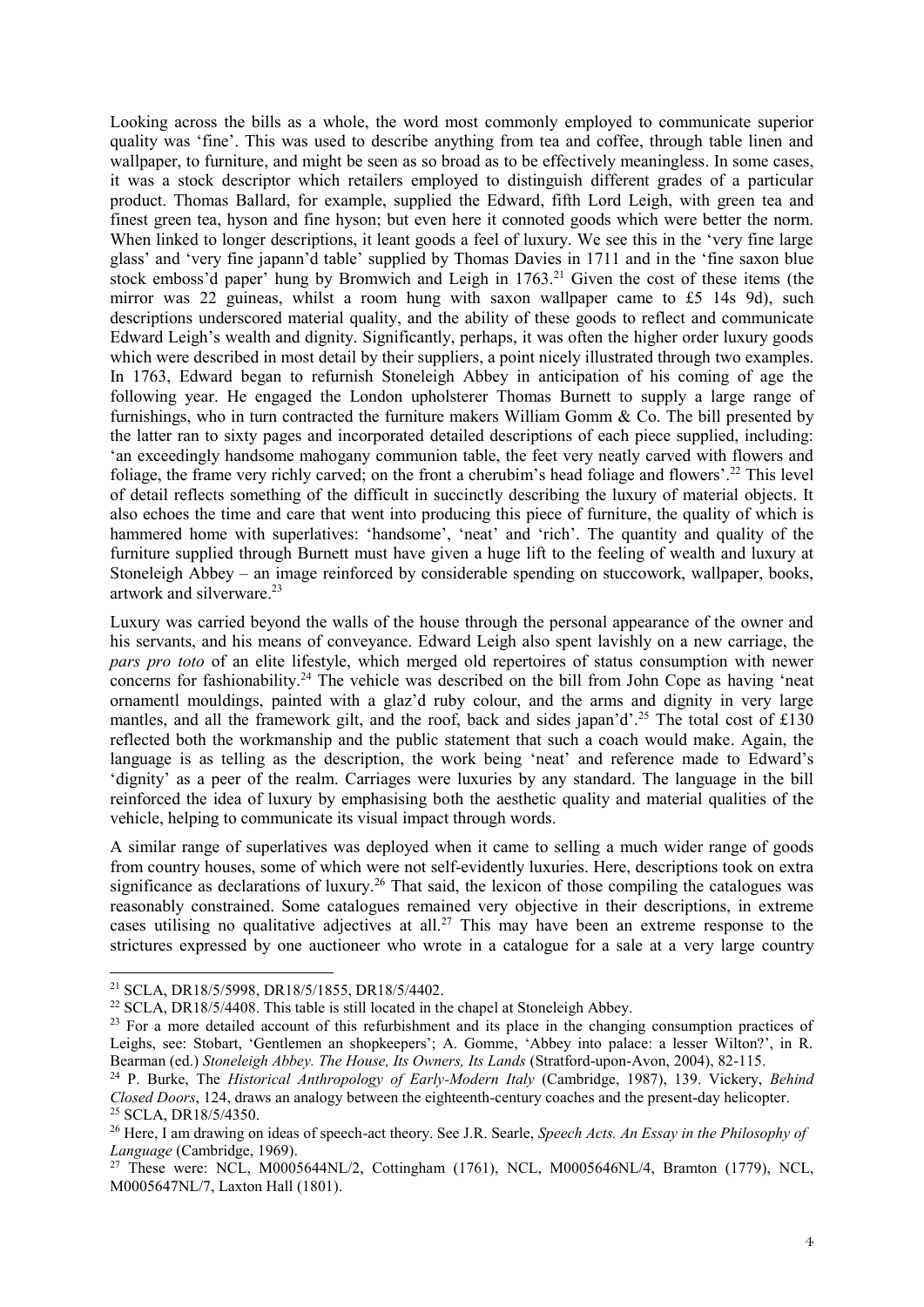Looking across the bills as a whole, the word most commonly employed to communicate superior quality was 'fine'. This was used to describe anything from tea and coffee, through table linen and wallpaper, to furniture, and might be seen as so broad as to be effectively meaningless. In some cases, it was a stock descriptor which retailers employed to distinguish different grades of a particular product. Thomas Ballard, for example, supplied the Edward, fifth Lord Leigh, with green tea and finest green tea, hyson and fine hyson; but even here it connoted goods which were better the norm. When linked to longer descriptions, it leant goods a feel of luxury. We see this in the 'very fine large glass' and 'very fine japann'd table' supplied by Thomas Davies in 1711 and in the 'fine saxon blue stock emboss'd paper' hung by Bromwich and Leigh in 1763.[21] Given the cost of these items (the mirror was 22 guineas, whilst a room hung with saxon wallpaper came to £5 14s 9d), such descriptions underscored material quality, and the ability of these goods to reflect and communicate Edward Leigh's wealth and dignity. Significantly, perhaps, it was often the higher order luxury goods which were described in most detail by their suppliers, a point nicely illustrated through two examples. In 1763, Edward began to refurnish Stoneleigh Abbey in anticipation of his coming of age the following year. He engaged the London upholsterer Thomas Burnett to supply a large range of furnishings, who in turn contracted the furniture makers William Gomm & Co. The bill presented by the latter ran to sixty pages and incorporated detailed descriptions of each piece supplied, including: 'an exceedingly handsome mahogany communion table, the feet very neatly carved with flowers and foliage, the frame very richly carved; on the front a cherubim's head foliage and flowers'.[22] This level of detail reflects something of the difficult in succinctly describing the luxury of material objects. It also echoes the time and care that went into producing this piece of furniture, the quality of which is hammered home with superlatives: 'handsome', 'neat' and 'rich'. The quantity and quality of the furniture supplied through Burnett must have given a huge lift to the feeling of wealth and luxury at Stoneleigh Abbey – an image reinforced by considerable spending on stuccowork, wallpaper, books, artwork and silverware.[23]

Luxury was carried beyond the walls of the house through the personal appearance of the owner and his servants, and his means of conveyance. Edward Leigh also spent lavishly on a new carriage, the *pars pro toto* of an elite lifestyle, which merged old repertoires of status consumption with newer concerns for fashionability.[24] The vehicle was described on the bill from John Cope as having 'neat ornamentl mouldings, painted with a glaz'd ruby colour, and the arms and dignity in very large mantles, and all the framework gilt, and the roof, back and sides japan'd'.[25] The total cost of £130 reflected both the workmanship and the public statement that such a coach would make. Again, the language is as telling as the description, the work being 'neat' and reference made to Edward's 'dignity' as a peer of the realm. Carriages were luxuries by any standard. The language in the bill reinforced the idea of luxury by emphasising both the aesthetic quality and material qualities of the vehicle, helping to communicate its visual impact through words.

A similar range of superlatives was deployed when it came to selling a much wider range of goods from country houses, some of which were not self-evidently luxuries. Here, descriptions took on extra significance as declarations of luxury.[26] That said, the lexicon of those compiling the catalogues was reasonably constrained. Some catalogues remained very objective in their descriptions, in extreme cases utilising no qualitative adjectives at all.[27] This may have been an extreme response to the strictures expressed by one auctioneer who wrote in a catalogue for a sale at a very large country

---

[21] SCLA, DR18/5/5998, DR18/5/1855, DR18/5/4402.

[22] SCLA, DR18/5/4408. This table is still located in the chapel at Stoneleigh Abbey.

[23] For a more detailed account of this refurbishment and its place in the changing consumption practices of Leighs, see: Stobart, 'Gentlemen an shopkeepers'; A. Gomme, 'Abbey into palace: a lesser Wilton?', in R. Bearman (ed.) *Stoneleigh Abbey. The House, Its Owners, Its Lands* (Stratford-upon-Avon, 2004), 82-115.

[24] P. Burke, The *Historical Anthropology of Early-Modern Italy* (Cambridge, 1987), 139. Vickery, *Behind Closed Doors*, 124, draws an analogy between the eighteenth-century coaches and the present-day helicopter.

[25] SCLA, DR18/5/4350.

[26] Here, I am drawing on ideas of speech-act theory. See J.R. Searle, *Speech Acts. An Essay in the Philosophy of Language* (Cambridge, 1969).

[27] These were: NCL, M0005644NL/2, Cottingham (1761), NCL, M0005646NL/4, Bramton (1779), NCL, M0005647NL/7, Laxton Hall (1801).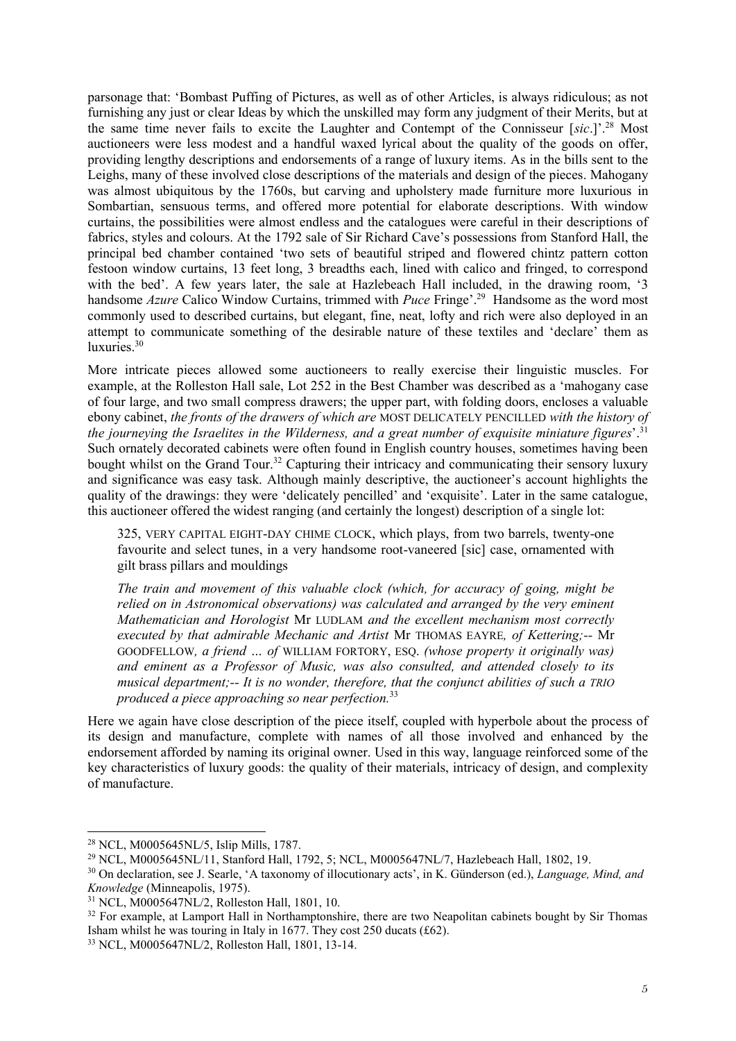parsonage that: 'Bombast Puffing of Pictures, as well as of other Articles, is always ridiculous; as not furnishing any just or clear Ideas by which the unskilled may form any judgment of their Merits, but at the same time never fails to excite the Laughter and Contempt of the Connisseur [*sic*.]'.[28] Most auctioneers were less modest and a handful waxed lyrical about the quality of the goods on offer, providing lengthy descriptions and endorsements of a range of luxury items. As in the bills sent to the Leighs, many of these involved close descriptions of the materials and design of the pieces. Mahogany was almost ubiquitous by the 1760s, but carving and upholstery made furniture more luxurious in Sombartian, sensuous terms, and offered more potential for elaborate descriptions. With window curtains, the possibilities were almost endless and the catalogues were careful in their descriptions of fabrics, styles and colours. At the 1792 sale of Sir Richard Cave's possessions from Stanford Hall, the principal bed chamber contained 'two sets of beautiful striped and flowered chintz pattern cotton festoon window curtains, 13 feet long, 3 breadths each, lined with calico and fringed, to correspond with the bed'. A few years later, the sale at Hazlebeach Hall included, in the drawing room, '3 handsome *Azure* Calico Window Curtains, trimmed with *Puce* Fringe'.[29] Handsome as the word most commonly used to described curtains, but elegant, fine, neat, lofty and rich were also deployed in an attempt to communicate something of the desirable nature of these textiles and 'declare' them as luxuries.[30]

More intricate pieces allowed some auctioneers to really exercise their linguistic muscles. For example, at the Rolleston Hall sale, Lot 252 in the Best Chamber was described as a 'mahogany case of four large, and two small compress drawers; the upper part, with folding doors, encloses a valuable ebony cabinet, *the fronts of the drawers of which are* MOST DELICATELY PENCILLED *with the history of the journeying the Israelites in the Wilderness, and a great number of exquisite miniature figures*'.[31] Such ornately decorated cabinets were often found in English country houses, sometimes having been bought whilst on the Grand Tour.[32] Capturing their intricacy and communicating their sensory luxury and significance was easy task. Although mainly descriptive, the auctioneer's account highlights the quality of the drawings: they were 'delicately pencilled' and 'exquisite'. Later in the same catalogue, this auctioneer offered the widest ranging (and certainly the longest) description of a single lot:

> 325, VERY CAPITAL EIGHT-DAY CHIME CLOCK, which plays, from two barrels, twenty-one favourite and select tunes, in a very handsome root-vaneered [sic] case, ornamented with gilt brass pillars and mouldings
>
> *The train and movement of this valuable clock (which, for accuracy of going, might be relied on in Astronomical observations) was calculated and arranged by the very eminent Mathematician and Horologist* Mr LUDLAM *and the excellent mechanism most correctly executed by that admirable Mechanic and Artist* Mr THOMAS EAYRE*, of Kettering;*-- Mr GOODFELLOW*, a friend … of* WILLIAM FORTORY, ESQ. *(whose property it originally was) and eminent as a Professor of Music, was also consulted, and attended closely to its musical department;-- It is no wonder, therefore, that the conjunct abilities of such a TRIO produced a piece approaching so near perfection.*[33]

Here we again have close description of the piece itself, coupled with hyperbole about the process of its design and manufacture, complete with names of all those involved and enhanced by the endorsement afforded by naming its original owner. Used in this way, language reinforced some of the key characteristics of luxury goods: the quality of their materials, intricacy of design, and complexity of manufacture.

---

[28] NCL, M0005645NL/5, Islip Mills, 1787.

[29] NCL, M0005645NL/11, Stanford Hall, 1792, 5; NCL, M0005647NL/7, Hazlebeach Hall, 1802, 19.

[30] On declaration, see J. Searle, 'A taxonomy of illocutionary acts', in K. Günderson (ed.), *Language, Mind, and Knowledge* (Minneapolis, 1975).

[31] NCL, M0005647NL/2, Rolleston Hall, 1801, 10.

[32] For example, at Lamport Hall in Northamptonshire, there are two Neapolitan cabinets bought by Sir Thomas Isham whilst he was touring in Italy in 1677. They cost 250 ducats (£62).

[33] NCL, M0005647NL/2, Rolleston Hall, 1801, 13-14.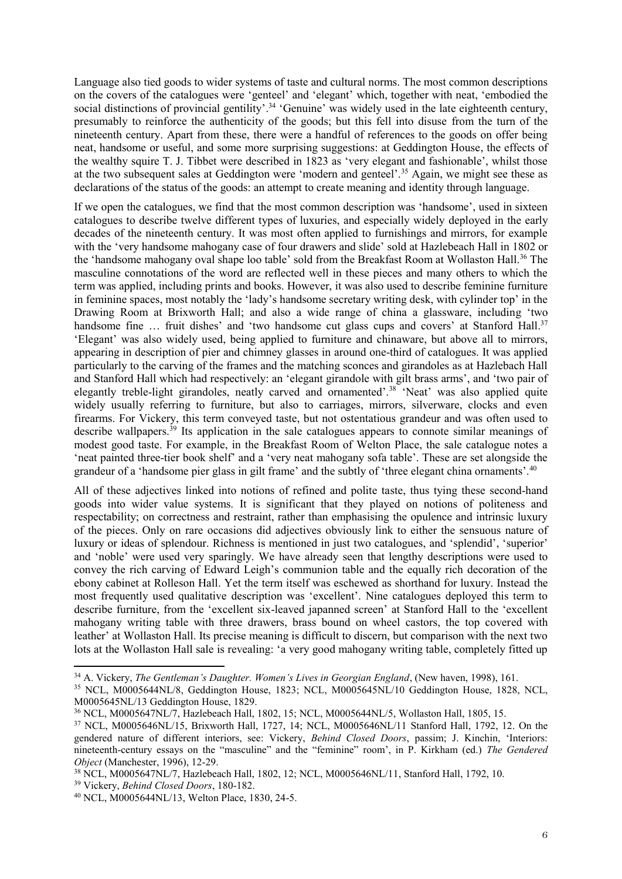Language also tied goods to wider systems of taste and cultural norms. The most common descriptions on the covers of the catalogues were 'genteel' and 'elegant' which, together with neat, 'embodied the social distinctions of provincial gentility'.[34] 'Genuine' was widely used in the late eighteenth century, presumably to reinforce the authenticity of the goods; but this fell into disuse from the turn of the nineteenth century. Apart from these, there were a handful of references to the goods on offer being neat, handsome or useful, and some more surprising suggestions: at Geddington House, the effects of the wealthy squire T. J. Tibbet were described in 1823 as 'very elegant and fashionable', whilst those at the two subsequent sales at Geddington were 'modern and genteel'.[35] Again, we might see these as declarations of the status of the goods: an attempt to create meaning and identity through language.

If we open the catalogues, we find that the most common description was 'handsome', used in sixteen catalogues to describe twelve different types of luxuries, and especially widely deployed in the early decades of the nineteenth century. It was most often applied to furnishings and mirrors, for example with the 'very handsome mahogany case of four drawers and slide' sold at Hazlebeach Hall in 1802 or the 'handsome mahogany oval shape loo table' sold from the Breakfast Room at Wollaston Hall.[36] The masculine connotations of the word are reflected well in these pieces and many others to which the term was applied, including prints and books. However, it was also used to describe feminine furniture in feminine spaces, most notably the 'lady's handsome secretary writing desk, with cylinder top' in the Drawing Room at Brixworth Hall; and also a wide range of china a glassware, including 'two handsome fine … fruit dishes' and 'two handsome cut glass cups and covers' at Stanford Hall.[37] 'Elegant' was also widely used, being applied to furniture and chinaware, but above all to mirrors, appearing in description of pier and chimney glasses in around one-third of catalogues. It was applied particularly to the carving of the frames and the matching sconces and girandoles as at Hazlebach Hall and Stanford Hall which had respectively: an 'elegant girandole with gilt brass arms', and 'two pair of elegantly treble-light girandoles, neatly carved and ornamented'.[38] 'Neat' was also applied quite widely usually referring to furniture, but also to carriages, mirrors, silverware, clocks and even firearms. For Vickery, this term conveyed taste, but not ostentatious grandeur and was often used to describe wallpapers.[39] Its application in the sale catalogues appears to connote similar meanings of modest good taste. For example, in the Breakfast Room of Welton Place, the sale catalogue notes a 'neat painted three-tier book shelf' and a 'very neat mahogany sofa table'. These are set alongside the grandeur of a 'handsome pier glass in gilt frame' and the subtly of 'three elegant china ornaments'.[40]

All of these adjectives linked into notions of refined and polite taste, thus tying these second-hand goods into wider value systems. It is significant that they played on notions of politeness and respectability; on correctness and restraint, rather than emphasising the opulence and intrinsic luxury of the pieces. Only on rare occasions did adjectives obviously link to either the sensuous nature of luxury or ideas of splendour. Richness is mentioned in just two catalogues, and 'splendid', 'superior' and 'noble' were used very sparingly. We have already seen that lengthy descriptions were used to convey the rich carving of Edward Leigh's communion table and the equally rich decoration of the ebony cabinet at Rolleson Hall. Yet the term itself was eschewed as shorthand for luxury. Instead the most frequently used qualitative description was 'excellent'. Nine catalogues deployed this term to describe furniture, from the 'excellent six-leaved japanned screen' at Stanford Hall to the 'excellent mahogany writing table with three drawers, brass bound on wheel castors, the top covered with leather' at Wollaston Hall. Its precise meaning is difficult to discern, but comparison with the next two lots at the Wollaston Hall sale is revealing: 'a very good mahogany writing table, completely fitted up

---

[34] A. Vickery, *The Gentleman's Daughter. Women's Lives in Georgian England*, (New haven, 1998), 161.

[35] NCL, M0005644NL/8, Geddington House, 1823; NCL, M0005645NL/10 Geddington House, 1828, NCL, M0005645NL/13 Geddington House, 1829.

[36] NCL, M0005647NL/7, Hazlebeach Hall, 1802, 15; NCL, M0005644NL/5, Wollaston Hall, 1805, 15.

[37] NCL, M0005646NL/15, Brixworth Hall, 1727, 14; NCL, M0005646NL/11 Stanford Hall, 1792, 12. On the gendered nature of different interiors, see: Vickery, *Behind Closed Doors*, passim; J. Kinchin, 'Interiors: nineteenth-century essays on the "masculine" and the "feminine" room', in P. Kirkham (ed.) *The Gendered Object* (Manchester, 1996), 12-29.

[38] NCL, M0005647NL/7, Hazlebeach Hall, 1802, 12; NCL, M0005646NL/11, Stanford Hall, 1792, 10.

[39] Vickery, *Behind Closed Doors*, 180-182.

[40] NCL, M0005644NL/13, Welton Place, 1830, 24-5.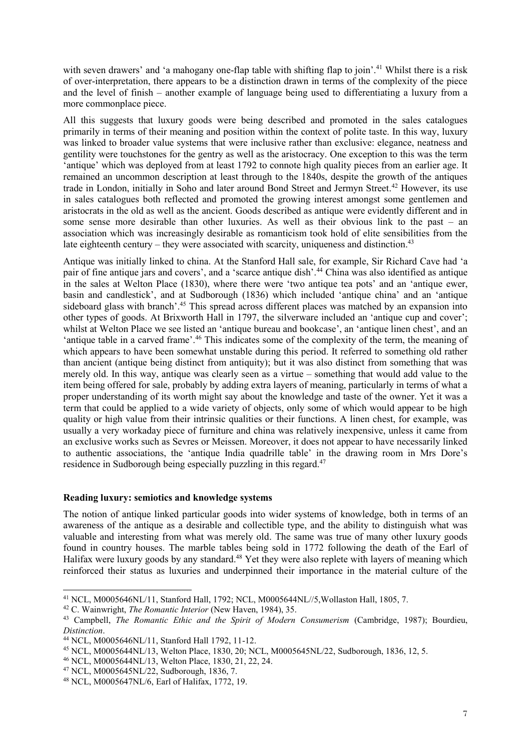with seven drawers' and 'a mahogany one-flap table with shifting flap to join'.[41] Whilst there is a risk of over-interpretation, there appears to be a distinction drawn in terms of the complexity of the piece and the level of finish – another example of language being used to differentiating a luxury from a more commonplace piece.

All this suggests that luxury goods were being described and promoted in the sales catalogues primarily in terms of their meaning and position within the context of polite taste. In this way, luxury was linked to broader value systems that were inclusive rather than exclusive: elegance, neatness and gentility were touchstones for the gentry as well as the aristocracy. One exception to this was the term 'antique' which was deployed from at least 1792 to connote high quality pieces from an earlier age. It remained an uncommon description at least through to the 1840s, despite the growth of the antiques trade in London, initially in Soho and later around Bond Street and Jermyn Street.[42] However, its use in sales catalogues both reflected and promoted the growing interest amongst some gentlemen and aristocrats in the old as well as the ancient. Goods described as antique were evidently different and in some sense more desirable than other luxuries. As well as their obvious link to the past – an association which was increasingly desirable as romanticism took hold of elite sensibilities from the late eighteenth century – they were associated with scarcity, uniqueness and distinction.[43]

Antique was initially linked to china. At the Stanford Hall sale, for example, Sir Richard Cave had 'a pair of fine antique jars and covers', and a 'scarce antique dish'.[44] China was also identified as antique in the sales at Welton Place (1830), where there were 'two antique tea pots' and an 'antique ewer, basin and candlestick', and at Sudborough (1836) which included 'antique china' and an 'antique sideboard glass with branch'.[45] This spread across different places was matched by an expansion into other types of goods. At Brixworth Hall in 1797, the silverware included an 'antique cup and cover'; whilst at Welton Place we see listed an 'antique bureau and bookcase', an 'antique linen chest', and an 'antique table in a carved frame'.[46] This indicates some of the complexity of the term, the meaning of which appears to have been somewhat unstable during this period. It referred to something old rather than ancient (antique being distinct from antiquity); but it was also distinct from something that was merely old. In this way, antique was clearly seen as a virtue – something that would add value to the item being offered for sale, probably by adding extra layers of meaning, particularly in terms of what a proper understanding of its worth might say about the knowledge and taste of the owner. Yet it was a term that could be applied to a wide variety of objects, only some of which would appear to be high quality or high value from their intrinsic qualities or their functions. A linen chest, for example, was usually a very workaday piece of furniture and china was relatively inexpensive, unless it came from an exclusive works such as Sevres or Meissen. Moreover, it does not appear to have necessarily linked to authentic associations, the 'antique India quadrille table' in the drawing room in Mrs Dore's residence in Sudborough being especially puzzling in this regard.[47]

## Reading luxury: semiotics and knowledge systems

The notion of antique linked particular goods into wider systems of knowledge, both in terms of an awareness of the antique as a desirable and collectible type, and the ability to distinguish what was valuable and interesting from what was merely old. The same was true of many other luxury goods found in country houses. The marble tables being sold in 1772 following the death of the Earl of Halifax were luxury goods by any standard.[48] Yet they were also replete with layers of meaning which reinforced their status as luxuries and underpinned their importance in the material culture of the

---

[41] NCL, M0005646NL/11, Stanford Hall, 1792; NCL, M0005644NL//5,Wollaston Hall, 1805, 7.

[42] C. Wainwright, *The Romantic Interior* (New Haven, 1984), 35.

[43] Campbell, *The Romantic Ethic and the Spirit of Modern Consumerism* (Cambridge, 1987); Bourdieu, *Distinction*.

[44] NCL, M0005646NL/11, Stanford Hall 1792, 11-12.

[45] NCL, M0005644NL/13, Welton Place, 1830, 20; NCL, M0005645NL/22, Sudborough, 1836, 12, 5.

[46] NCL, M0005644NL/13, Welton Place, 1830, 21, 22, 24.

[47] NCL, M0005645NL/22, Sudborough, 1836, 7.

[48] NCL, M0005647NL/6, Earl of Halifax, 1772, 19.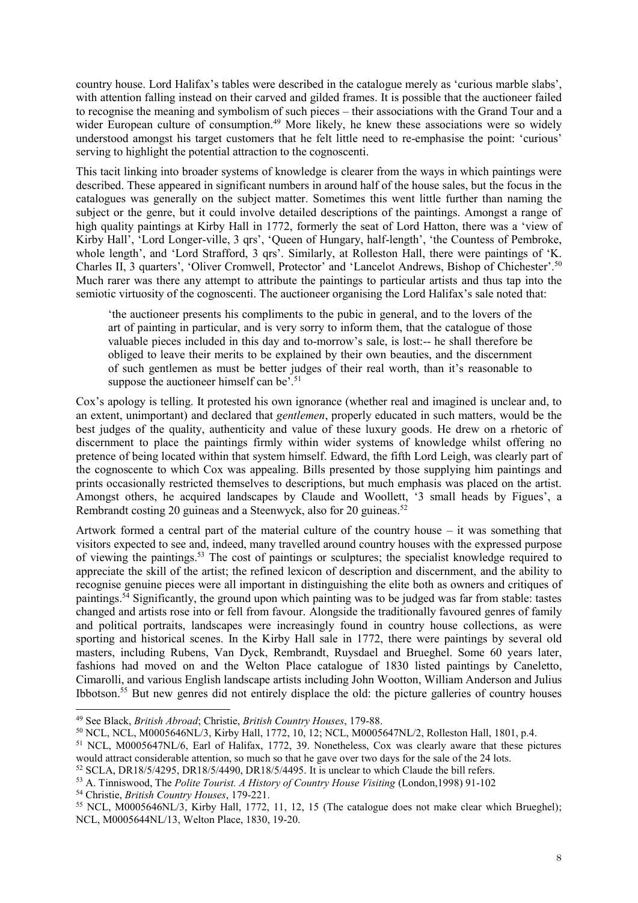country house. Lord Halifax's tables were described in the catalogue merely as 'curious marble slabs', with attention falling instead on their carved and gilded frames. It is possible that the auctioneer failed to recognise the meaning and symbolism of such pieces – their associations with the Grand Tour and a wider European culture of consumption.[49] More likely, he knew these associations were so widely understood amongst his target customers that he felt little need to re-emphasise the point: 'curious' serving to highlight the potential attraction to the cognoscenti.

This tacit linking into broader systems of knowledge is clearer from the ways in which paintings were described. These appeared in significant numbers in around half of the house sales, but the focus in the catalogues was generally on the subject matter. Sometimes this went little further than naming the subject or the genre, but it could involve detailed descriptions of the paintings. Amongst a range of high quality paintings at Kirby Hall in 1772, formerly the seat of Lord Hatton, there was a 'view of Kirby Hall', 'Lord Longer-ville, 3 qrs', 'Queen of Hungary, half-length', 'the Countess of Pembroke, whole length', and 'Lord Strafford, 3 qrs'. Similarly, at Rolleston Hall, there were paintings of 'K. Charles II, 3 quarters', 'Oliver Cromwell, Protector' and 'Lancelot Andrews, Bishop of Chichester'.[50] Much rarer was there any attempt to attribute the paintings to particular artists and thus tap into the semiotic virtuosity of the cognoscenti. The auctioneer organising the Lord Halifax's sale noted that:

> 'the auctioneer presents his compliments to the pubic in general, and to the lovers of the art of painting in particular, and is very sorry to inform them, that the catalogue of those valuable pieces included in this day and to-morrow's sale, is lost:-- he shall therefore be obliged to leave their merits to be explained by their own beauties, and the discernment of such gentlemen as must be better judges of their real worth, than it's reasonable to suppose the auctioneer himself can be'.[51]

Cox's apology is telling. It protested his own ignorance (whether real and imagined is unclear and, to an extent, unimportant) and declared that *gentlemen*, properly educated in such matters, would be the best judges of the quality, authenticity and value of these luxury goods. He drew on a rhetoric of discernment to place the paintings firmly within wider systems of knowledge whilst offering no pretence of being located within that system himself. Edward, the fifth Lord Leigh, was clearly part of the cognoscente to which Cox was appealing. Bills presented by those supplying him paintings and prints occasionally restricted themselves to descriptions, but much emphasis was placed on the artist. Amongst others, he acquired landscapes by Claude and Woollett, '3 small heads by Figues', a Rembrandt costing 20 guineas and a Steenwyck, also for 20 guineas.[52]

Artwork formed a central part of the material culture of the country house – it was something that visitors expected to see and, indeed, many travelled around country houses with the expressed purpose of viewing the paintings.[53] The cost of paintings or sculptures; the specialist knowledge required to appreciate the skill of the artist; the refined lexicon of description and discernment, and the ability to recognise genuine pieces were all important in distinguishing the elite both as owners and critiques of paintings.[54] Significantly, the ground upon which painting was to be judged was far from stable: tastes changed and artists rose into or fell from favour. Alongside the traditionally favoured genres of family and political portraits, landscapes were increasingly found in country house collections, as were sporting and historical scenes. In the Kirby Hall sale in 1772, there were paintings by several old masters, including Rubens, Van Dyck, Rembrandt, Ruysdael and Brueghel. Some 60 years later, fashions had moved on and the Welton Place catalogue of 1830 listed paintings by Caneletto, Cimarolli, and various English landscape artists including John Wootton, William Anderson and Julius Ibbotson.[55] But new genres did not entirely displace the old: the picture galleries of country houses

---

[49] See Black, *British Abroad*; Christie, *British Country Houses*, 179-88.

[50] NCL, NCL, M0005646NL/3, Kirby Hall, 1772, 10, 12; NCL, M0005647NL/2, Rolleston Hall, 1801, p.4.

[51] NCL, M0005647NL/6, Earl of Halifax, 1772, 39. Nonetheless, Cox was clearly aware that these pictures would attract considerable attention, so much so that he gave over two days for the sale of the 24 lots.

[52] SCLA, DR18/5/4295, DR18/5/4490, DR18/5/4495. It is unclear to which Claude the bill refers.

[53] A. Tinniswood, The *Polite Tourist. A History of Country House Visiting* (London,1998) 91-102

[54] Christie, *British Country Houses*, 179-221.

[55] NCL, M0005646NL/3, Kirby Hall, 1772, 11, 12, 15 (The catalogue does not make clear which Brueghel); NCL, M0005644NL/13, Welton Place, 1830, 19-20.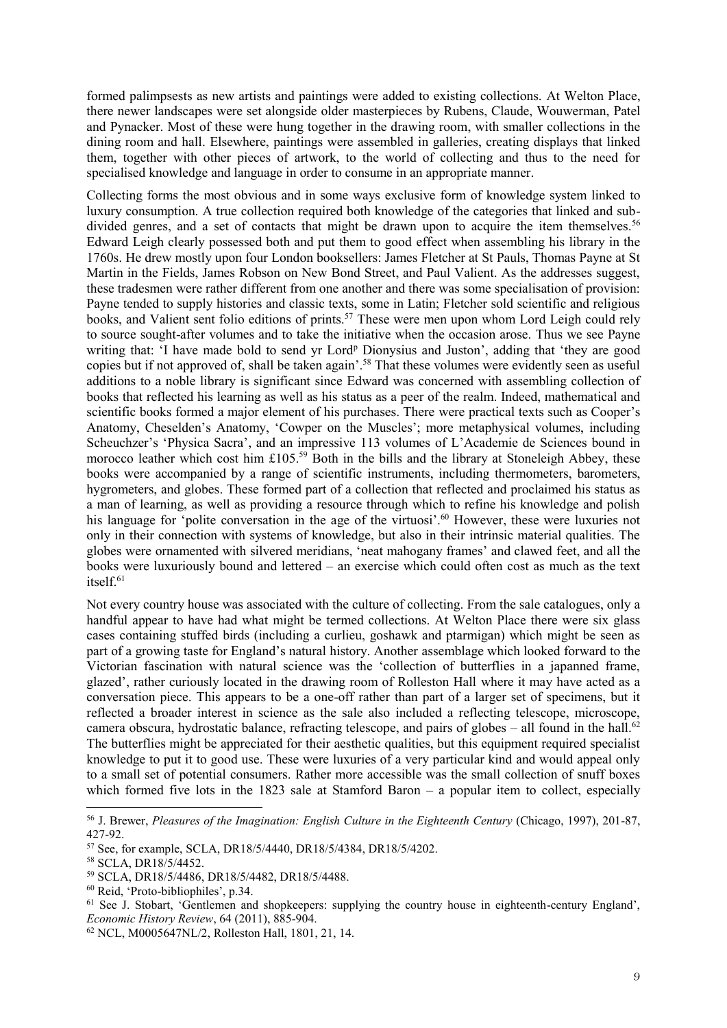formed palimpsests as new artists and paintings were added to existing collections. At Welton Place, there newer landscapes were set alongside older masterpieces by Rubens, Claude, Wouwerman, Patel and Pynacker. Most of these were hung together in the drawing room, with smaller collections in the dining room and hall. Elsewhere, paintings were assembled in galleries, creating displays that linked them, together with other pieces of artwork, to the world of collecting and thus to the need for specialised knowledge and language in order to consume in an appropriate manner.

Collecting forms the most obvious and in some ways exclusive form of knowledge system linked to luxury consumption. A true collection required both knowledge of the categories that linked and sub-divided genres, and a set of contacts that might be drawn upon to acquire the item themselves.[56] Edward Leigh clearly possessed both and put them to good effect when assembling his library in the 1760s. He drew mostly upon four London booksellers: James Fletcher at St Pauls, Thomas Payne at St Martin in the Fields, James Robson on New Bond Street, and Paul Valient. As the addresses suggest, these tradesmen were rather different from one another and there was some specialisation of provision: Payne tended to supply histories and classic texts, some in Latin; Fletcher sold scientific and religious books, and Valient sent folio editions of prints.[57] These were men upon whom Lord Leigh could rely to source sought-after volumes and to take the initiative when the occasion arose. Thus we see Payne writing that: 'I have made bold to send yr Lord^p Dionysius and Juston', adding that 'they are good copies but if not approved of, shall be taken again'.[58] That these volumes were evidently seen as useful additions to a noble library is significant since Edward was concerned with assembling collection of books that reflected his learning as well as his status as a peer of the realm. Indeed, mathematical and scientific books formed a major element of his purchases. There were practical texts such as Cooper's Anatomy, Cheselden's Anatomy, 'Cowper on the Muscles'; more metaphysical volumes, including Scheuchzer's 'Physica Sacra', and an impressive 113 volumes of L'Academie de Sciences bound in morocco leather which cost him £105.[59] Both in the bills and the library at Stoneleigh Abbey, these books were accompanied by a range of scientific instruments, including thermometers, barometers, hygrometers, and globes. These formed part of a collection that reflected and proclaimed his status as a man of learning, as well as providing a resource through which to refine his knowledge and polish his language for 'polite conversation in the age of the virtuosi'.[60] However, these were luxuries not only in their connection with systems of knowledge, but also in their intrinsic material qualities. The globes were ornamented with silvered meridians, 'neat mahogany frames' and clawed feet, and all the books were luxuriously bound and lettered – an exercise which could often cost as much as the text itself.[61]

Not every country house was associated with the culture of collecting. From the sale catalogues, only a handful appear to have had what might be termed collections. At Welton Place there were six glass cases containing stuffed birds (including a curlieu, goshawk and ptarmigan) which might be seen as part of a growing taste for England's natural history. Another assemblage which looked forward to the Victorian fascination with natural science was the 'collection of butterflies in a japanned frame, glazed', rather curiously located in the drawing room of Rolleston Hall where it may have acted as a conversation piece. This appears to be a one-off rather than part of a larger set of specimens, but it reflected a broader interest in science as the sale also included a reflecting telescope, microscope, camera obscura, hydrostatic balance, refracting telescope, and pairs of globes – all found in the hall.[62] The butterflies might be appreciated for their aesthetic qualities, but this equipment required specialist knowledge to put it to good use. These were luxuries of a very particular kind and would appeal only to a small set of potential consumers. Rather more accessible was the small collection of snuff boxes which formed five lots in the 1823 sale at Stamford Baron – a popular item to collect, especially

---

[56] J. Brewer, *Pleasures of the Imagination: English Culture in the Eighteenth Century* (Chicago, 1997), 201-87, 427-92.

[57] See, for example, SCLA, DR18/5/4440, DR18/5/4384, DR18/5/4202.

[58] SCLA, DR18/5/4452.

[59] SCLA, DR18/5/4486, DR18/5/4482, DR18/5/4488.

[60] Reid, 'Proto-bibliophiles', p.34.

[61] See J. Stobart, 'Gentlemen and shopkeepers: supplying the country house in eighteenth-century England', *Economic History Review*, 64 (2011), 885-904.

[62] NCL, M0005647NL/2, Rolleston Hall, 1801, 21, 14.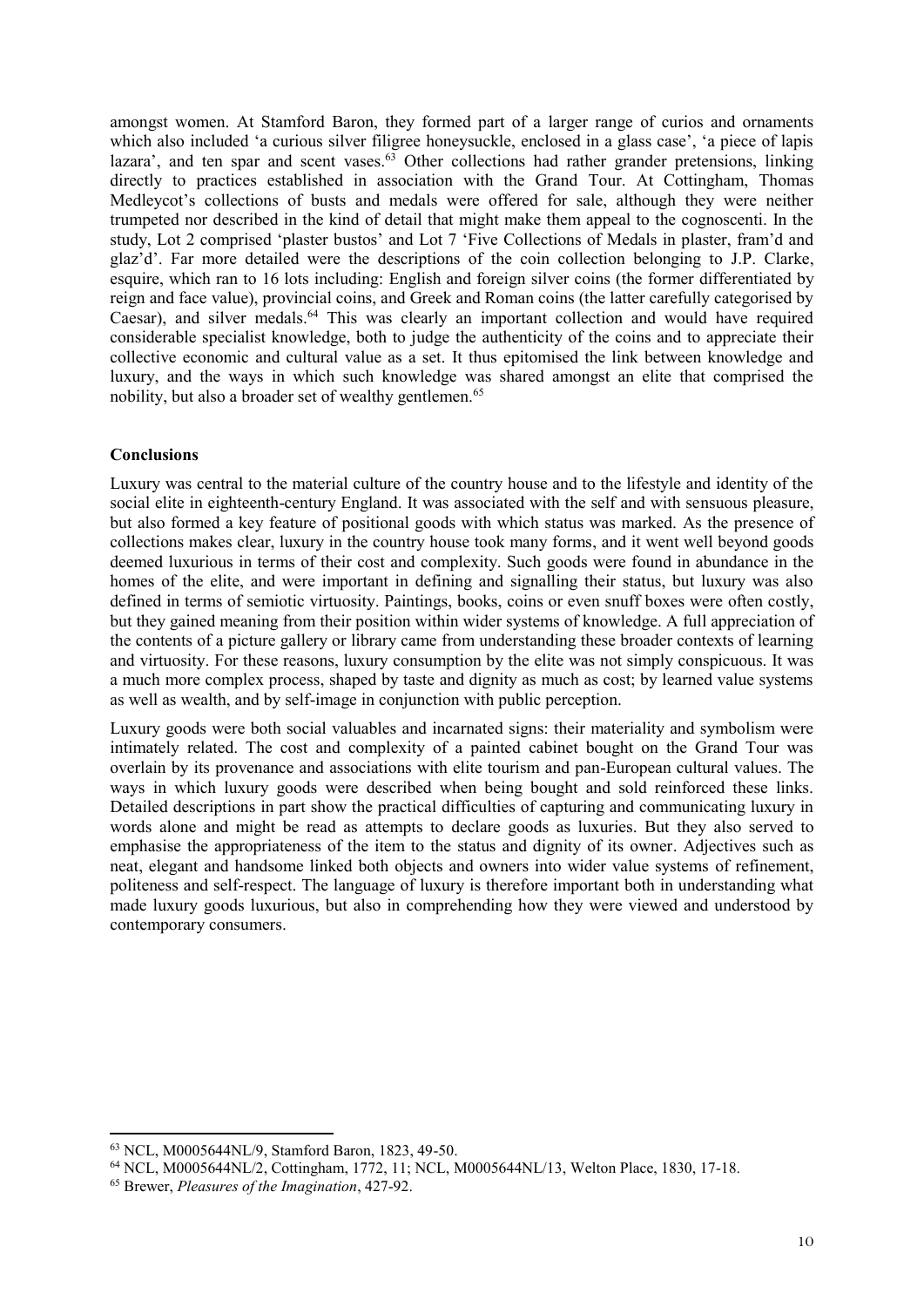amongst women. At Stamford Baron, they formed part of a larger range of curios and ornaments which also included 'a curious silver filigree honeysuckle, enclosed in a glass case', 'a piece of lapis lazara', and ten spar and scent vases.[63] Other collections had rather grander pretensions, linking directly to practices established in association with the Grand Tour. At Cottingham, Thomas Medleycot's collections of busts and medals were offered for sale, although they were neither trumpeted nor described in the kind of detail that might make them appeal to the cognoscenti. In the study, Lot 2 comprised 'plaster bustos' and Lot 7 'Five Collections of Medals in plaster, fram'd and glaz'd'. Far more detailed were the descriptions of the coin collection belonging to J.P. Clarke, esquire, which ran to 16 lots including: English and foreign silver coins (the former differentiated by reign and face value), provincial coins, and Greek and Roman coins (the latter carefully categorised by Caesar), and silver medals.[64] This was clearly an important collection and would have required considerable specialist knowledge, both to judge the authenticity of the coins and to appreciate their collective economic and cultural value as a set. It thus epitomised the link between knowledge and luxury, and the ways in which such knowledge was shared amongst an elite that comprised the nobility, but also a broader set of wealthy gentlemen.[65]

## Conclusions

Luxury was central to the material culture of the country house and to the lifestyle and identity of the social elite in eighteenth-century England. It was associated with the self and with sensuous pleasure, but also formed a key feature of positional goods with which status was marked. As the presence of collections makes clear, luxury in the country house took many forms, and it went well beyond goods deemed luxurious in terms of their cost and complexity. Such goods were found in abundance in the homes of the elite, and were important in defining and signalling their status, but luxury was also defined in terms of semiotic virtuosity. Paintings, books, coins or even snuff boxes were often costly, but they gained meaning from their position within wider systems of knowledge. A full appreciation of the contents of a picture gallery or library came from understanding these broader contexts of learning and virtuosity. For these reasons, luxury consumption by the elite was not simply conspicuous. It was a much more complex process, shaped by taste and dignity as much as cost; by learned value systems as well as wealth, and by self-image in conjunction with public perception.

Luxury goods were both social valuables and incarnated signs: their materiality and symbolism were intimately related. The cost and complexity of a painted cabinet bought on the Grand Tour was overlain by its provenance and associations with elite tourism and pan-European cultural values. The ways in which luxury goods were described when being bought and sold reinforced these links. Detailed descriptions in part show the practical difficulties of capturing and communicating luxury in words alone and might be read as attempts to declare goods as luxuries. But they also served to emphasise the appropriateness of the item to the status and dignity of its owner. Adjectives such as neat, elegant and handsome linked both objects and owners into wider value systems of refinement, politeness and self-respect. The language of luxury is therefore important both in understanding what made luxury goods luxurious, but also in comprehending how they were viewed and understood by contemporary consumers.

---

[63] NCL, M0005644NL/9, Stamford Baron, 1823, 49-50.

[64] NCL, M0005644NL/2, Cottingham, 1772, 11; NCL, M0005644NL/13, Welton Place, 1830, 17-18.

[65] Brewer, *Pleasures of the Imagination*, 427-92.